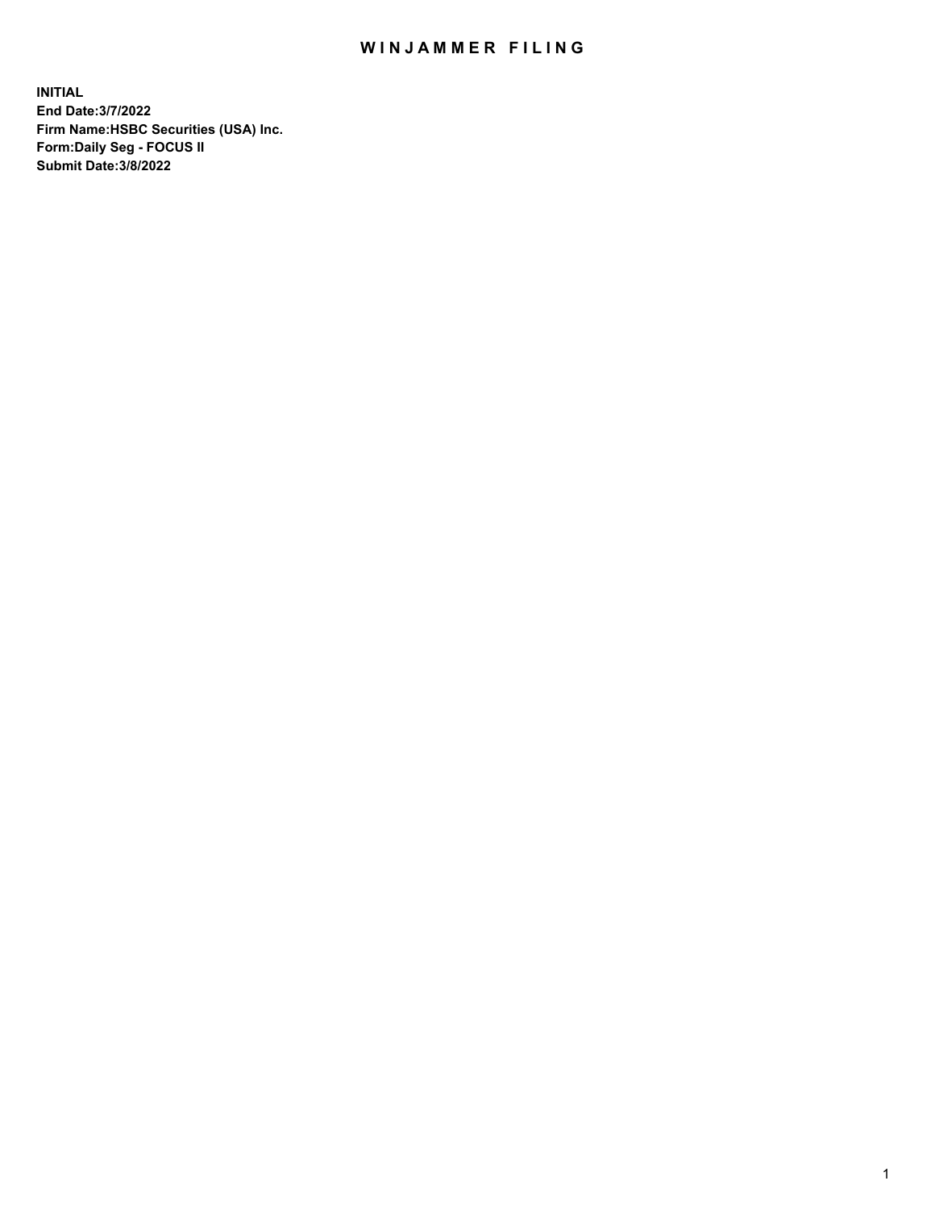# WINJAMMER FILING

**INITIAL**
**End Date:3/7/2022**
**Firm Name:HSBC Securities (USA) Inc.**
**Form:Daily Seg - FOCUS II**
**Submit Date:3/8/2022**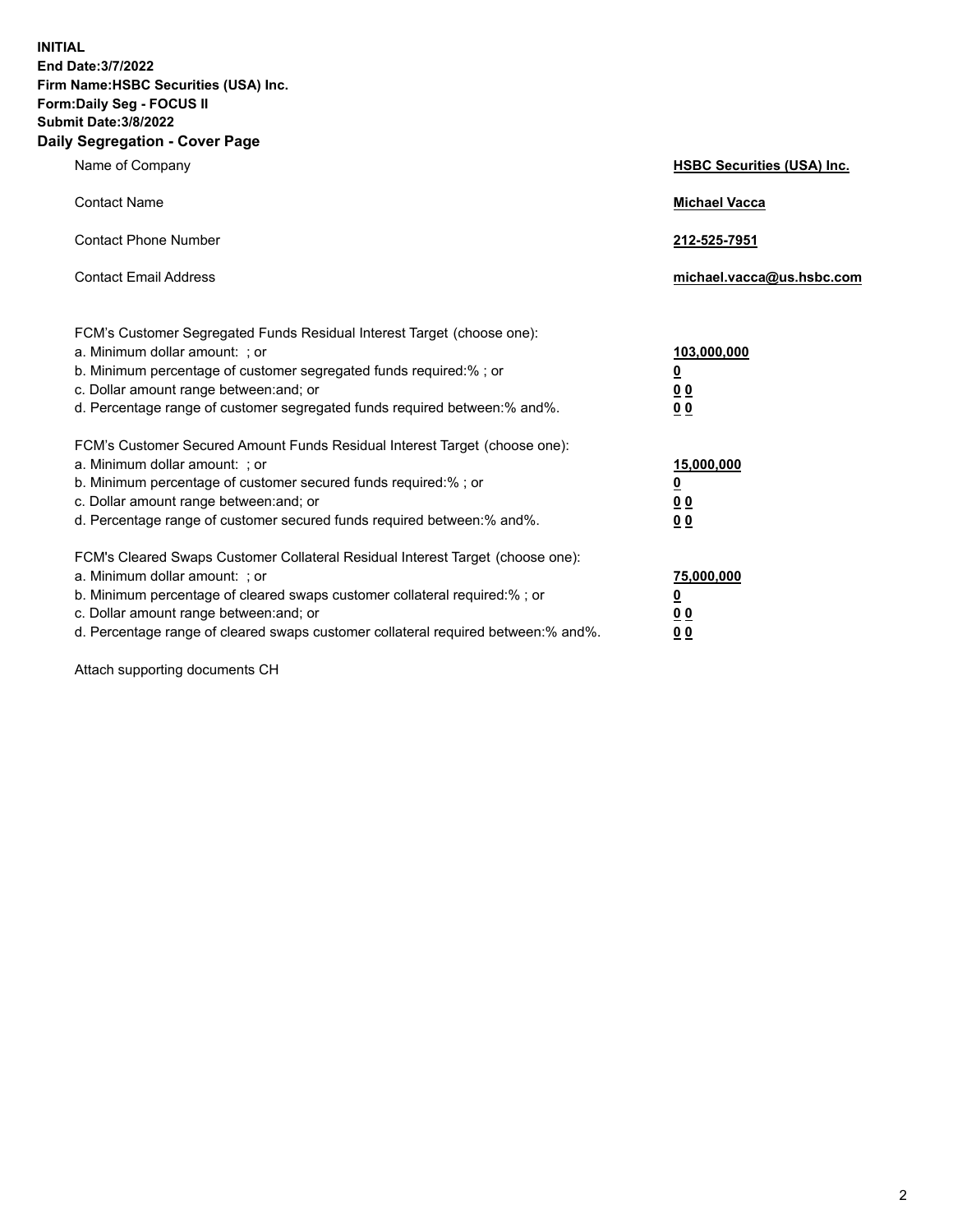**INITIAL**
**End Date:3/7/2022**
**Firm Name:HSBC Securities (USA) Inc.**
**Form:Daily Seg - FOCUS II**
**Submit Date:3/8/2022**

## Daily Segregation - Cover Page

| | |
|---|---|
| Name of Company | **HSBC Securities (USA) Inc.** |
| Contact Name | **Michael Vacca** |
| Contact Phone Number | **212-525-7951** |
| Contact Email Address | **michael.vacca@us.hsbc.com** |

| | |
|---|---|
| FCM's Customer Segregated Funds Residual Interest Target (choose one): | |
| a. Minimum dollar amount: ; or | **103,000,000** |
| b. Minimum percentage of customer segregated funds required:% ; or | **0** |
| c. Dollar amount range between:and; or | **0 0** |
| d. Percentage range of customer segregated funds required between:% and%. | **0 0** |
| FCM's Customer Secured Amount Funds Residual Interest Target (choose one): | |
| a. Minimum dollar amount: ; or | **15,000,000** |
| b. Minimum percentage of customer secured funds required:% ; or | **0** |
| c. Dollar amount range between:and; or | **0 0** |
| d. Percentage range of customer secured funds required between:% and%. | **0 0** |
| FCM's Cleared Swaps Customer Collateral Residual Interest Target (choose one): | |
| a. Minimum dollar amount: ; or | **75,000,000** |
| b. Minimum percentage of cleared swaps customer collateral required:% ; or | **0** |
| c. Dollar amount range between:and; or | **0 0** |
| d. Percentage range of cleared swaps customer collateral required between:% and%. | **0 0** |

Attach supporting documents CH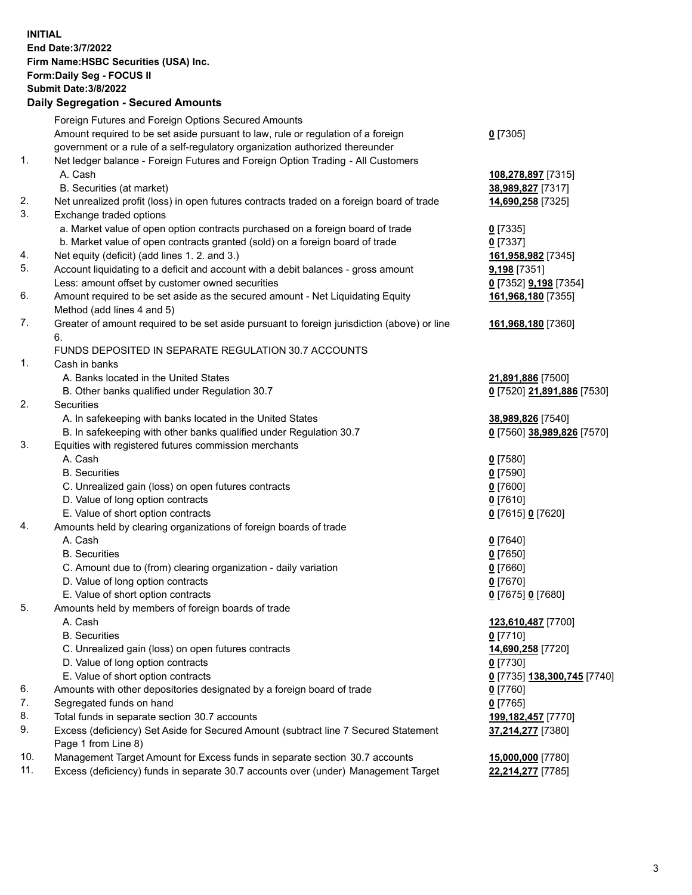**INITIAL**
**End Date:3/7/2022**
**Firm Name:HSBC Securities (USA) Inc.**
**Form:Daily Seg - FOCUS II**
**Submit Date:3/8/2022**

## Daily Segregation - Secured Amounts

| | | |
|---|---|---|
| | Foreign Futures and Foreign Options Secured Amounts | |
| | Amount required to be set aside pursuant to law, rule or regulation of a foreign government or a rule of a self-regulatory organization authorized thereunder | **0** [7305] |
| 1. | Net ledger balance - Foreign Futures and Foreign Option Trading - All Customers | |
| | A. Cash | **108,278,897** [7315] |
| | B. Securities (at market) | **38,989,827** [7317] |
| 2. | Net unrealized profit (loss) in open futures contracts traded on a foreign board of trade | **14,690,258** [7325] |
| 3. | Exchange traded options | |
| | a. Market value of open option contracts purchased on a foreign board of trade | **0** [7335] |
| | b. Market value of open contracts granted (sold) on a foreign board of trade | **0** [7337] |
| 4. | Net equity (deficit) (add lines 1. 2. and 3.) | **161,958,982** [7345] |
| 5. | Account liquidating to a deficit and account with a debit balances - gross amount | **9,198** [7351] |
| | Less: amount offset by customer owned securities | **0** [7352] **9,198** [7354] |
| 6. | Amount required to be set aside as the secured amount - Net Liquidating Equity Method (add lines 4 and 5) | **161,968,180** [7355] |
| 7. | Greater of amount required to be set aside pursuant to foreign jurisdiction (above) or line 6. | **161,968,180** [7360] |
| | FUNDS DEPOSITED IN SEPARATE REGULATION 30.7 ACCOUNTS | |
| 1. | Cash in banks | |
| | A. Banks located in the United States | **21,891,886** [7500] |
| | B. Other banks qualified under Regulation 30.7 | **0** [7520] **21,891,886** [7530] |
| 2. | Securities | |
| | A. In safekeeping with banks located in the United States | **38,989,826** [7540] |
| | B. In safekeeping with other banks qualified under Regulation 30.7 | **0** [7560] **38,989,826** [7570] |
| 3. | Equities with registered futures commission merchants | |
| | A. Cash | **0** [7580] |
| | B. Securities | **0** [7590] |
| | C. Unrealized gain (loss) on open futures contracts | **0** [7600] |
| | D. Value of long option contracts | **0** [7610] |
| | E. Value of short option contracts | **0** [7615] **0** [7620] |
| 4. | Amounts held by clearing organizations of foreign boards of trade | |
| | A. Cash | **0** [7640] |
| | B. Securities | **0** [7650] |
| | C. Amount due to (from) clearing organization - daily variation | **0** [7660] |
| | D. Value of long option contracts | **0** [7670] |
| | E. Value of short option contracts | **0** [7675] **0** [7680] |
| 5. | Amounts held by members of foreign boards of trade | |
| | A. Cash | **123,610,487** [7700] |
| | B. Securities | **0** [7710] |
| | C. Unrealized gain (loss) on open futures contracts | **14,690,258** [7720] |
| | D. Value of long option contracts | **0** [7730] |
| | E. Value of short option contracts | **0** [7735] **138,300,745** [7740] |
| 6. | Amounts with other depositories designated by a foreign board of trade | **0** [7760] |
| 7. | Segregated funds on hand | **0** [7765] |
| 8. | Total funds in separate section 30.7 accounts | **199,182,457** [7770] |
| 9. | Excess (deficiency) Set Aside for Secured Amount (subtract line 7 Secured Statement Page 1 from Line 8) | **37,214,277** [7380] |
| 10. | Management Target Amount for Excess funds in separate section 30.7 accounts | **15,000,000** [7780] |
| 11. | Excess (deficiency) funds in separate 30.7 accounts over (under) Management Target | **22,214,277** [7785] |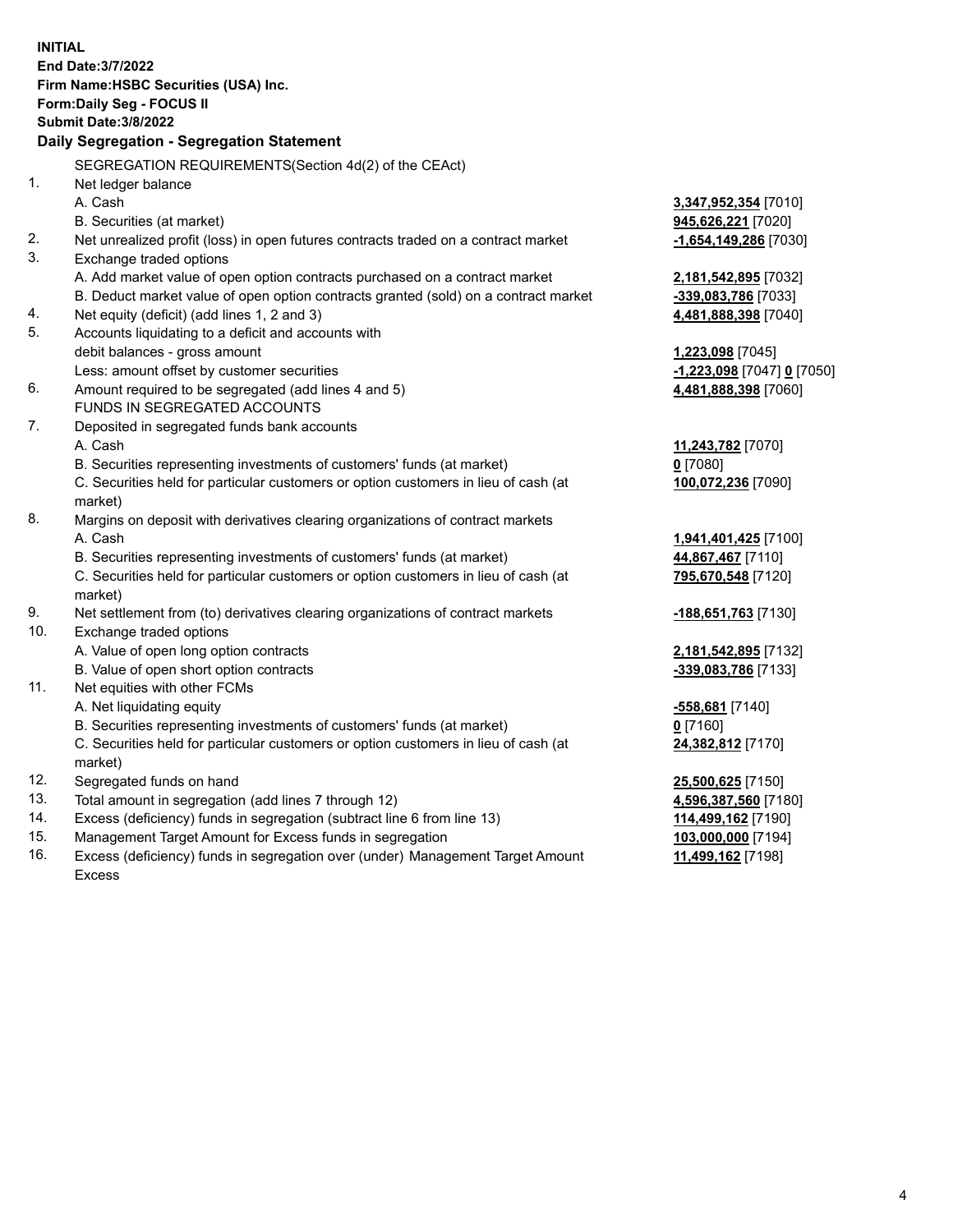**INITIAL**
**End Date:3/7/2022**
**Firm Name:HSBC Securities (USA) Inc.**
**Form:Daily Seg - FOCUS II**
**Submit Date:3/8/2022**

## Daily Segregation - Segregation Statement

SEGREGATION REQUIREMENTS(Section 4d(2) of the CEAct)

| | | |
|---|---|---|
| 1. | Net ledger balance | |
| | A. Cash | **3,347,952,354** [7010] |
| | B. Securities (at market) | **945,626,221** [7020] |
| 2. | Net unrealized profit (loss) in open futures contracts traded on a contract market | **-1,654,149,286** [7030] |
| 3. | Exchange traded options | |
| | A. Add market value of open option contracts purchased on a contract market | **2,181,542,895** [7032] |
| | B. Deduct market value of open option contracts granted (sold) on a contract market | **-339,083,786** [7033] |
| 4. | Net equity (deficit) (add lines 1, 2 and 3) | **4,481,888,398** [7040] |
| 5. | Accounts liquidating to a deficit and accounts with debit balances - gross amount | **1,223,098** [7045] |
| | Less: amount offset by customer securities | **-1,223,098** [7047] **0** [7050] |
| 6. | Amount required to be segregated (add lines 4 and 5) | **4,481,888,398** [7060] |
| | FUNDS IN SEGREGATED ACCOUNTS | |
| 7. | Deposited in segregated funds bank accounts | |
| | A. Cash | **11,243,782** [7070] |
| | B. Securities representing investments of customers' funds (at market) | **0** [7080] |
| | C. Securities held for particular customers or option customers in lieu of cash (at market) | **100,072,236** [7090] |
| 8. | Margins on deposit with derivatives clearing organizations of contract markets | |
| | A. Cash | **1,941,401,425** [7100] |
| | B. Securities representing investments of customers' funds (at market) | **44,867,467** [7110] |
| | C. Securities held for particular customers or option customers in lieu of cash (at market) | **795,670,548** [7120] |
| 9. | Net settlement from (to) derivatives clearing organizations of contract markets | **-188,651,763** [7130] |
| 10. | Exchange traded options | |
| | A. Value of open long option contracts | **2,181,542,895** [7132] |
| | B. Value of open short option contracts | **-339,083,786** [7133] |
| 11. | Net equities with other FCMs | |
| | A. Net liquidating equity | **-558,681** [7140] |
| | B. Securities representing investments of customers' funds (at market) | **0** [7160] |
| | C. Securities held for particular customers or option customers in lieu of cash (at market) | **24,382,812** [7170] |
| 12. | Segregated funds on hand | **25,500,625** [7150] |
| 13. | Total amount in segregation (add lines 7 through 12) | **4,596,387,560** [7180] |
| 14. | Excess (deficiency) funds in segregation (subtract line 6 from line 13) | **114,499,162** [7190] |
| 15. | Management Target Amount for Excess funds in segregation | **103,000,000** [7194] |
| 16. | Excess (deficiency) funds in segregation over (under) Management Target Amount Excess | **11,499,162** [7198] |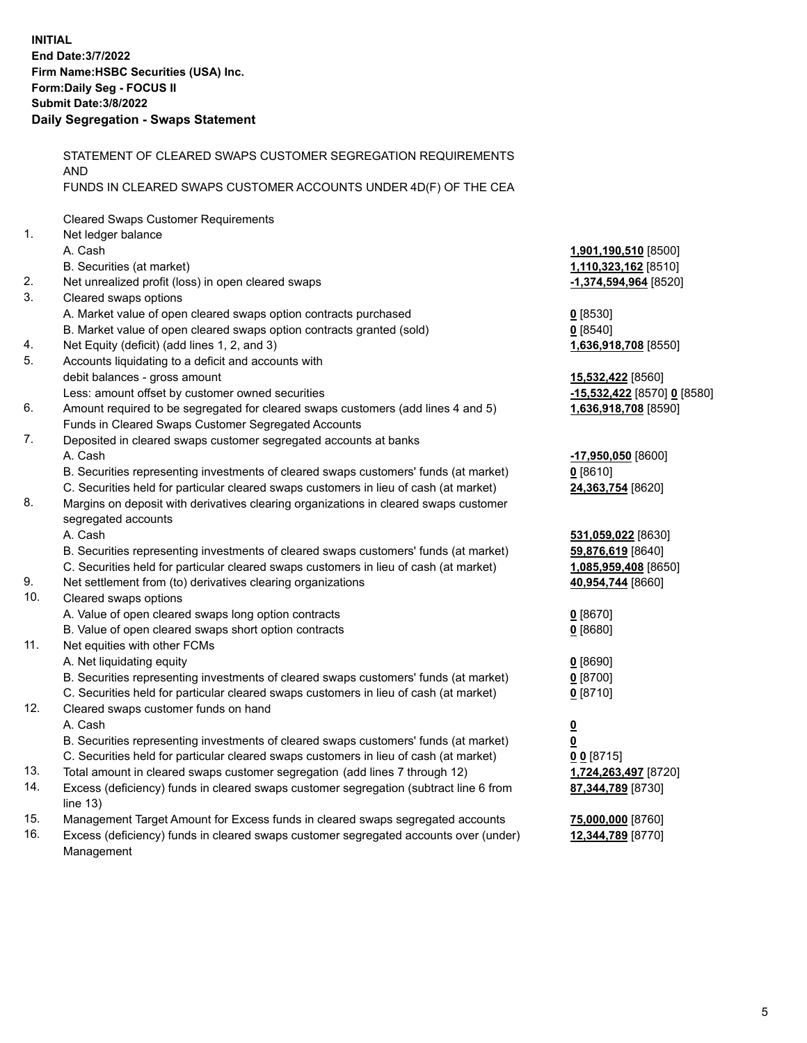**INITIAL**
**End Date:3/7/2022**
**Firm Name:HSBC Securities (USA) Inc.**
**Form:Daily Seg - FOCUS II**
**Submit Date:3/8/2022**

## Daily Segregation - Swaps Statement

STATEMENT OF CLEARED SWAPS CUSTOMER SEGREGATION REQUIREMENTS AND FUNDS IN CLEARED SWAPS CUSTOMER ACCOUNTS UNDER 4D(F) OF THE CEA

| | | |
|---|---|---|
| | Cleared Swaps Customer Requirements | |
| 1. | Net ledger balance | |
| | A. Cash | **1,901,190,510** [8500] |
| | B. Securities (at market) | **1,110,323,162** [8510] |
| 2. | Net unrealized profit (loss) in open cleared swaps | **-1,374,594,964** [8520] |
| 3. | Cleared swaps options | |
| | A. Market value of open cleared swaps option contracts purchased | **0** [8530] |
| | B. Market value of open cleared swaps option contracts granted (sold) | **0** [8540] |
| 4. | Net Equity (deficit) (add lines 1, 2, and 3) | **1,636,918,708** [8550] |
| 5. | Accounts liquidating to a deficit and accounts with debit balances - gross amount | **15,532,422** [8560] |
| | Less: amount offset by customer owned securities | **-15,532,422** [8570] **0** [8580] |
| 6. | Amount required to be segregated for cleared swaps customers (add lines 4 and 5) | **1,636,918,708** [8590] |
| | Funds in Cleared Swaps Customer Segregated Accounts | |
| 7. | Deposited in cleared swaps customer segregated accounts at banks | |
| | A. Cash | **-17,950,050** [8600] |
| | B. Securities representing investments of cleared swaps customers' funds (at market) | **0** [8610] |
| | C. Securities held for particular cleared swaps customers in lieu of cash (at market) | **24,363,754** [8620] |
| 8. | Margins on deposit with derivatives clearing organizations in cleared swaps customer segregated accounts | |
| | A. Cash | **531,059,022** [8630] |
| | B. Securities representing investments of cleared swaps customers' funds (at market) | **59,876,619** [8640] |
| | C. Securities held for particular cleared swaps customers in lieu of cash (at market) | **1,085,959,408** [8650] |
| 9. | Net settlement from (to) derivatives clearing organizations | **40,954,744** [8660] |
| 10. | Cleared swaps options | |
| | A. Value of open cleared swaps long option contracts | **0** [8670] |
| | B. Value of open cleared swaps short option contracts | **0** [8680] |
| 11. | Net equities with other FCMs | |
| | A. Net liquidating equity | **0** [8690] |
| | B. Securities representing investments of cleared swaps customers' funds (at market) | **0** [8700] |
| | C. Securities held for particular cleared swaps customers in lieu of cash (at market) | **0** [8710] |
| 12. | Cleared swaps customer funds on hand | |
| | A. Cash | **0** |
| | B. Securities representing investments of cleared swaps customers' funds (at market) | **0** |
| | C. Securities held for particular cleared swaps customers in lieu of cash (at market) | **0** **0** [8715] |
| 13. | Total amount in cleared swaps customer segregation (add lines 7 through 12) | **1,724,263,497** [8720] |
| 14. | Excess (deficiency) funds in cleared swaps customer segregation (subtract line 6 from line 13) | **87,344,789** [8730] |
| 15. | Management Target Amount for Excess funds in cleared swaps segregated accounts | **75,000,000** [8760] |
| 16. | Excess (deficiency) funds in cleared swaps customer segregated accounts over (under) Management | **12,344,789** [8770] |